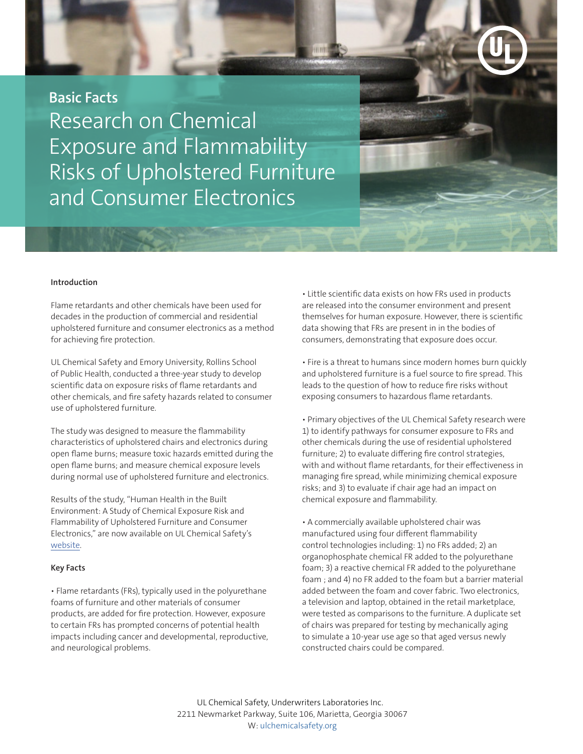**Basic Facts**

# Research on Chemical Exposure and Flammability Risks of Upholstered Furniture and Consumer Electronics

## Introduction

Flame retardants and other chemicals have been used for decades in the production of commercial and residential upholstered furniture and consumer electronics as a method for achieving fire protection.

UL Chemical Safety and Emory University, Rollins School of Public Health, conducted a three-year study to develop scientific data on exposure risks of flame retardants and other chemicals, and fire safety hazards related to consumer use of upholstered furniture.

The study was designed to measure the flammability characteristics of upholstered chairs and electronics during open flame burns; measure toxic hazards emitted during the open flame burns; and measure chemical exposure levels during normal use of upholstered furniture and electronics.

Results of the study, "Human Health in the Built Environment: A Study of Chemical Exposure Risk and Flammability of Upholstered Furniture and Consumer Electronics," are now available on UL Chemical Safety's website.

## Key Facts

• Flame retardants (FRs), typically used in the polyurethane foams of furniture and other materials of consumer products, are added for fire protection. However, exposure to certain FRs has prompted concerns of potential health impacts including cancer and developmental, reproductive, and neurological problems.

• Little scientific data exists on how FRs used in products are released into the consumer environment and present themselves for human exposure. However, there is scientific data showing that FRs are present in in the bodies of consumers, demonstrating that exposure does occur.

• Fire is a threat to humans since modern homes burn quickly and upholstered furniture is a fuel source to fire spread. This leads to the question of how to reduce fire risks without exposing consumers to hazardous flame retardants.

• Primary objectives of the UL Chemical Safety research were 1) to identify pathways for consumer exposure to FRs and other chemicals during the use of residential upholstered furniture; 2) to evaluate differing fire control strategies, with and without flame retardants, for their effectiveness in managing fire spread, while minimizing chemical exposure risks; and 3) to evaluate if chair age had an impact on chemical exposure and flammability.

• A commercially available upholstered chair was manufactured using four different flammability control technologies including: 1) no FRs added; 2) an organophosphate chemical FR added to the polyurethane foam; 3) a reactive chemical FR added to the polyurethane foam ; and 4) no FR added to the foam but a barrier material added between the foam and cover fabric. Two electronics, a television and laptop, obtained in the retail marketplace, were tested as comparisons to the furniture. A duplicate set of chairs was prepared for testing by mechanically aging to simulate a 10-year use age so that aged versus newly constructed chairs could be compared.

UL Chemical Safety, Underwriters Laboratories Inc.
2211 Newmarket Parkway, Suite 106, Marietta, Georgia 30067
W: ulchemicalsafety.org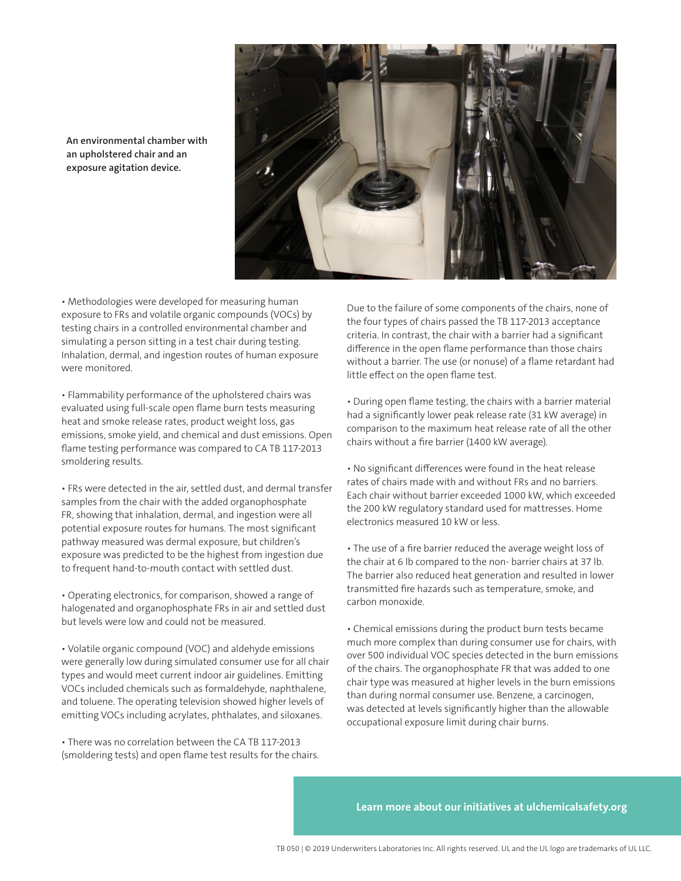**An environmental chamber with an upholstered chair and an exposure agitation device.**

- Methodologies were developed for measuring human exposure to FRs and volatile organic compounds (VOCs) by testing chairs in a controlled environmental chamber and simulating a person sitting in a test chair during testing. Inhalation, dermal, and ingestion routes of human exposure were monitored.

- Flammability performance of the upholstered chairs was evaluated using full-scale open flame burn tests measuring heat and smoke release rates, product weight loss, gas emissions, smoke yield, and chemical and dust emissions. Open flame testing performance was compared to CA TB 117-2013 smoldering results.

- FRs were detected in the air, settled dust, and dermal transfer samples from the chair with the added organophosphate FR, showing that inhalation, dermal, and ingestion were all potential exposure routes for humans. The most significant pathway measured was dermal exposure, but children's exposure was predicted to be the highest from ingestion due to frequent hand-to-mouth contact with settled dust.

- Operating electronics, for comparison, showed a range of halogenated and organophosphate FRs in air and settled dust but levels were low and could not be measured.

- Volatile organic compound (VOC) and aldehyde emissions were generally low during simulated consumer use for all chair types and would meet current indoor air guidelines. Emitting VOCs included chemicals such as formaldehyde, naphthalene, and toluene. The operating television showed higher levels of emitting VOCs including acrylates, phthalates, and siloxanes.

- There was no correlation between the CA TB 117-2013 (smoldering tests) and open flame test results for the chairs. Due to the failure of some components of the chairs, none of the four types of chairs passed the TB 117-2013 acceptance criteria. In contrast, the chair with a barrier had a significant difference in the open flame performance than those chairs without a barrier. The use (or nonuse) of a flame retardant had little effect on the open flame test.

- During open flame testing, the chairs with a barrier material had a significantly lower peak release rate (31 kW average) in comparison to the maximum heat release rate of all the other chairs without a fire barrier (1400 kW average).

- No significant differences were found in the heat release rates of chairs made with and without FRs and no barriers. Each chair without barrier exceeded 1000 kW, which exceeded the 200 kW regulatory standard used for mattresses. Home electronics measured 10 kW or less.

- The use of a fire barrier reduced the average weight loss of the chair at 6 lb compared to the non- barrier chairs at 37 lb. The barrier also reduced heat generation and resulted in lower transmitted fire hazards such as temperature, smoke, and carbon monoxide.

- Chemical emissions during the product burn tests became much more complex than during consumer use for chairs, with over 500 individual VOC species detected in the burn emissions of the chairs. The organophosphate FR that was added to one chair type was measured at higher levels in the burn emissions than during normal consumer use. Benzene, a carcinogen, was detected at levels significantly higher than the allowable occupational exposure limit during chair burns.

**Learn more about our initiatives at ulchemicalsafety.org**

TB 050 | © 2019 Underwriters Laboratories Inc. All rights reserved. UL and the UL logo are trademarks of UL LLC.